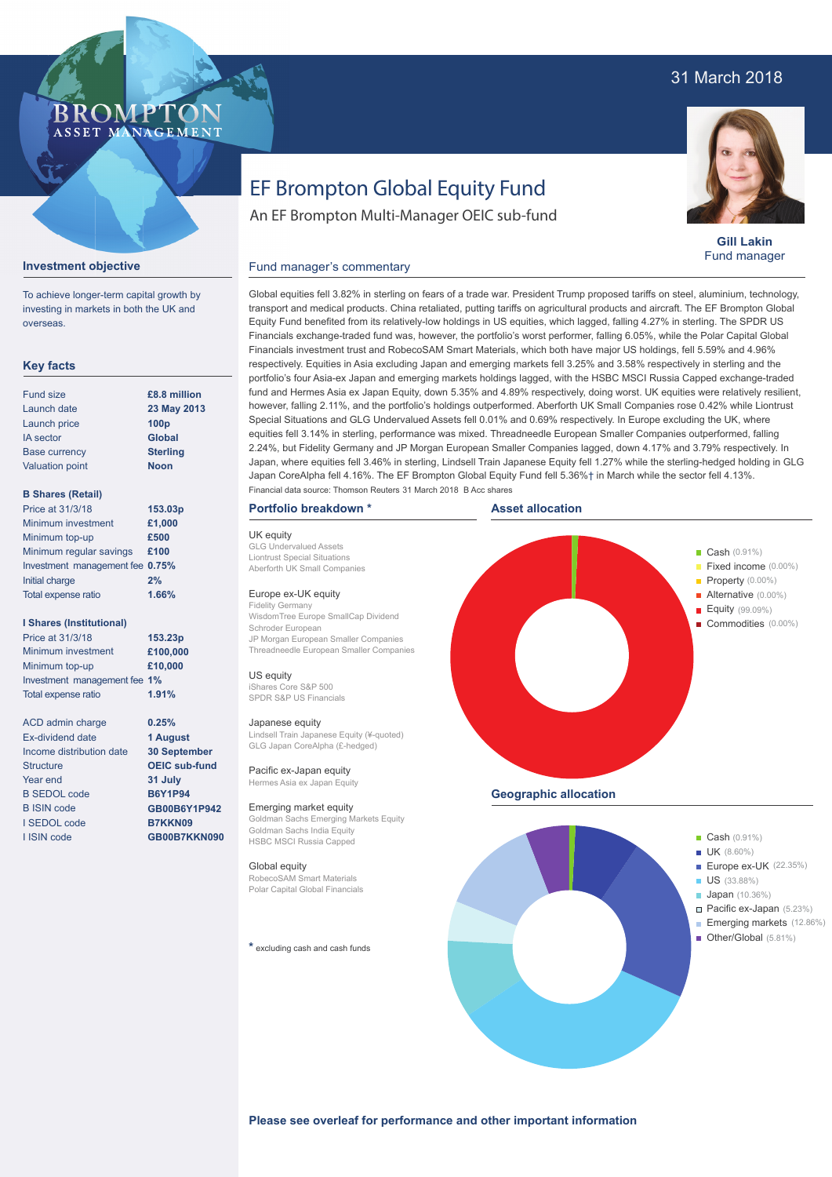31 March 2018

# EF Brompton Global Equity Fund

An EF Brompton Multi-Manager OEIC sub-fund

**Gill Lakin**
Fund manager

## Investment objective

To achieve longer-term capital growth by investing in markets in both the UK and overseas.

## Key facts

| | |
|---|---|
| Fund size | **£8.8 million** |
| Launch date | **23 May 2013** |
| Launch price | **100p** |
| IA sector | **Global** |
| Base currency | **Sterling** |
| Valuation point | **Noon** |

**B Shares (Retail)**

| | |
|---|---|
| Price at 31/3/18 | **153.03p** |
| Minimum investment | **£1,000** |
| Minimum top-up | **£500** |
| Minimum regular savings | **£100** |
| Investment management fee | **0.75%** |
| Initial charge | **2%** |
| Total expense ratio | **1.66%** |

**I Shares (Institutional)**

| | |
|---|---|
| Price at 31/3/18 | **153.23p** |
| Minimum investment | **£100,000** |
| Minimum top-up | **£10,000** |
| Investment management fee | **1%** |
| Total expense ratio | **1.91%** |

| | |
|---|---|
| ACD admin charge | **0.25%** |
| Ex-dividend date | **1 August** |
| Income distribution date | **30 September** |
| Structure | **OEIC sub-fund** |
| Year end | **31 July** |
| B SEDOL code | **B6Y1P94** |
| B ISIN code | **GB00B6Y1P942** |
| I SEDOL code | **B7KKN09** |
| I ISIN code | **GB00B7KKN090** |

## Fund manager's commentary

Global equities fell 3.82% in sterling on fears of a trade war. President Trump proposed tariffs on steel, aluminium, technology, transport and medical products. China retaliated, putting tariffs on agricultural products and aircraft. The EF Brompton Global Equity Fund benefited from its relatively-low holdings in US equities, which lagged, falling 4.27% in sterling. The SPDR US Financials exchange-traded fund was, however, the portfolio's worst performer, falling 6.05%, while the Polar Capital Global Financials investment trust and RobecoSAM Smart Materials, which both have major US holdings, fell 5.59% and 4.96% respectively. Equities in Asia excluding Japan and emerging markets fell 3.25% and 3.58% respectively in sterling and the portfolio's four Asia-ex Japan and emerging markets holdings lagged, with the HSBC MSCI Russia Capped exchange-traded fund and Hermes Asia ex Japan Equity, down 5.35% and 4.89% respectively, doing worst. UK equities were relatively resilient, however, falling 2.11%, and the portfolio's holdings outperformed. Aberforth UK Small Companies rose 0.42% while Liontrust Special Situations and GLG Undervalued Assets fell 0.01% and 0.69% respectively. In Europe excluding the UK, where equities fell 3.14% in sterling, performance was mixed. Threadneedle European Smaller Companies outperformed, falling 2.24%, but Fidelity Germany and JP Morgan European Smaller Companies lagged, down 4.17% and 3.79% respectively. In Japan, where equities fell 3.46% in sterling, Lindsell Train Japanese Equity fell 1.27% while the sterling-hedged holding in GLG Japan CoreAlpha fell 4.16%. The EF Brompton Global Equity Fund fell 5.36%† in March while the sector fell 4.13%.

Financial data source: Thomson Reuters 31 March 2018 B Acc shares

## Portfolio breakdown *

**UK equity**
- GLG Undervalued Assets
- Liontrust Special Situations
- Aberforth UK Small Companies

**Europe ex-UK equity**
- Fidelity Germany
- WisdomTree Europe SmallCap Dividend
- Schroder European
- JP Morgan European Smaller Companies
- Threadneedle European Smaller Companies

**US equity**
- iShares Core S&P 500
- SPDR S&P US Financials

**Japanese equity**
- Lindsell Train Japanese Equity (¥-quoted)
- GLG Japan CoreAlpha (£-hedged)

**Pacific ex-Japan equity**
- Hermes Asia ex Japan Equity

**Emerging market equity**
- Goldman Sachs Emerging Markets Equity
- Goldman Sachs India Equity
- HSBC MSCI Russia Capped

**Global equity**
- RobecoSAM Smart Materials
- Polar Capital Global Financials

* excluding cash and cash funds

## Asset allocation

- Cash (0.91%)
- Fixed income (0.00%)
- Property (0.00%)
- Alternative (0.00%)
- Equity (99.09%)
- Commodities (0.00%)

## Geographic allocation

- Cash (0.91%)
- UK (8.60%)
- Europe ex-UK (22.35%)
- US (33.88%)
- Japan (10.36%)
- Pacific ex-Japan (5.23%)
- Emerging markets (12.86%)
- Other/Global (5.81%)

**Please see overleaf for performance and other important information**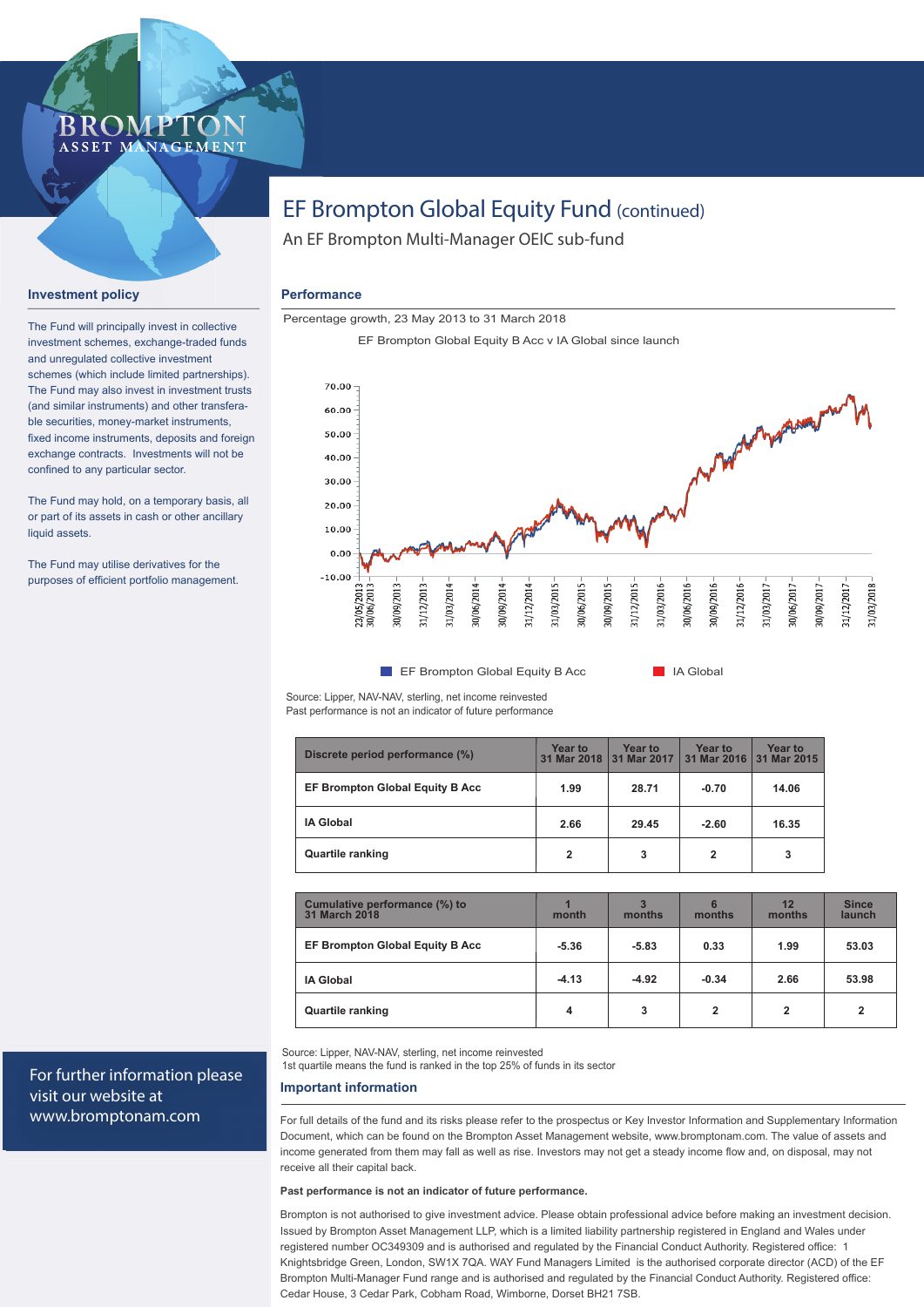# EF Brompton Global Equity Fund (continued)

An EF Brompton Multi-Manager OEIC sub-fund

## Investment policy

The Fund will principally invest in collective investment schemes, exchange-traded funds and unregulated collective investment schemes (which include limited partnerships). The Fund may also invest in investment trusts (and similar instruments) and other transferable securities, money-market instruments, fixed income instruments, deposits and foreign exchange contracts. Investments will not be confined to any particular sector.

The Fund may hold, on a temporary basis, all or part of its assets in cash or other ancillary liquid assets.

The Fund may utilise derivatives for the purposes of efficient portfolio management.

## Performance

Percentage growth, 23 May 2013 to 31 March 2018

EF Brompton Global Equity B Acc v IA Global since launch

70.00
60.00
50.00
40.00
30.00
20.00
10.00
0.00
-10.00

23/05/2013
30/06/2013
30/09/2013
31/12/2013
31/03/2014
30/06/2014
30/09/2014
31/12/2014
31/03/2015
30/06/2015
30/09/2015
31/12/2015
31/03/2016
30/06/2016
30/09/2016
31/12/2016
31/03/2017
30/06/2017
30/09/2017
31/12/2017
31/03/2018

EF Brompton Global Equity B Acc
IA Global

Source: Lipper, NAV-NAV, sterling, net income reinvested
Past performance is not an indicator of future performance

| Discrete period performance (%) | Year to 31 Mar 2018 | Year to 31 Mar 2017 | Year to 31 Mar 2016 | Year to 31 Mar 2015 |
|---|---|---|---|---|
| EF Brompton Global Equity B Acc | 1.99 | 28.71 | -0.70 | 14.06 |
| IA Global | 2.66 | 29.45 | -2.60 | 16.35 |
| Quartile ranking | 2 | 3 | 2 | 3 |

| Cumulative performance (%) to 31 March 2018 | 1 month | 3 months | 6 months | 12 months | Since launch |
|---|---|---|---|---|---|
| EF Brompton Global Equity B Acc | -5.36 | -5.83 | 0.33 | 1.99 | 53.03 |
| IA Global | -4.13 | -4.92 | -0.34 | 2.66 | 53.98 |
| Quartile ranking | 4 | 3 | 2 | 2 | 2 |

Source: Lipper, NAV-NAV, sterling, net income reinvested
1st quartile means the fund is ranked in the top 25% of funds in its sector

## Important information

For full details of the fund and its risks please refer to the prospectus or Key Investor Information and Supplementary Information Document, which can be found on the Brompton Asset Management website, www.bromptonam.com. The value of assets and income generated from them may fall as well as rise. Investors may not get a steady income flow and, on disposal, may not receive all their capital back.

**Past performance is not an indicator of future performance.**

Brompton is not authorised to give investment advice. Please obtain professional advice before making an investment decision. Issued by Brompton Asset Management LLP, which is a limited liability partnership registered in England and Wales under registered number OC349309 and is authorised and regulated by the Financial Conduct Authority. Registered office: 1 Knightsbridge Green, London, SW1X 7QA. WAY Fund Managers Limited is the authorised corporate director (ACD) of the EF Brompton Multi-Manager Fund range and is authorised and regulated by the Financial Conduct Authority. Registered office: Cedar House, 3 Cedar Park, Cobham Road, Wimborne, Dorset BH21 7SB.

For further information please visit our website at www.bromptonam.com